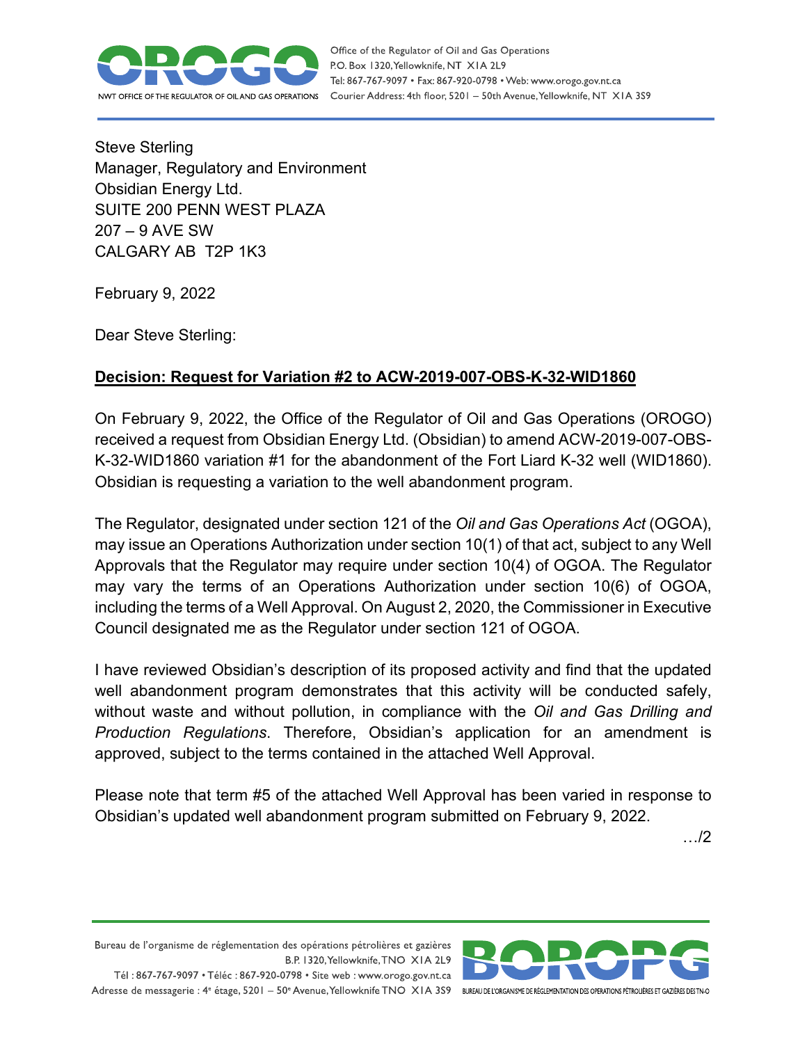Steve Sterling
Manager, Regulatory and Environment
Obsidian Energy Ltd.
SUITE 200 PENN WEST PLAZA
207 – 9 AVE SW
CALGARY AB  T2P 1K3

February 9, 2022

Dear Steve Sterling:

**Decision: Request for Variation #2 to ACW-2019-007-OBS-K-32-WID1860**

On February 9, 2022, the Office of the Regulator of Oil and Gas Operations (OROGO) received a request from Obsidian Energy Ltd. (Obsidian) to amend ACW-2019-007-OBS-K-32-WID1860 variation #1 for the abandonment of the Fort Liard K-32 well (WID1860). Obsidian is requesting a variation to the well abandonment program.

The Regulator, designated under section 121 of the *Oil and Gas Operations Act* (OGOA), may issue an Operations Authorization under section 10(1) of that act, subject to any Well Approvals that the Regulator may require under section 10(4) of OGOA. The Regulator may vary the terms of an Operations Authorization under section 10(6) of OGOA, including the terms of a Well Approval. On August 2, 2020, the Commissioner in Executive Council designated me as the Regulator under section 121 of OGOA.

I have reviewed Obsidian's description of its proposed activity and find that the updated well abandonment program demonstrates that this activity will be conducted safely, without waste and without pollution, in compliance with the *Oil and Gas Drilling and Production Regulations*. Therefore, Obsidian's application for an amendment is approved, subject to the terms contained in the attached Well Approval.

Please note that term #5 of the attached Well Approval has been varied in response to Obsidian's updated well abandonment program submitted on February 9, 2022.

…/2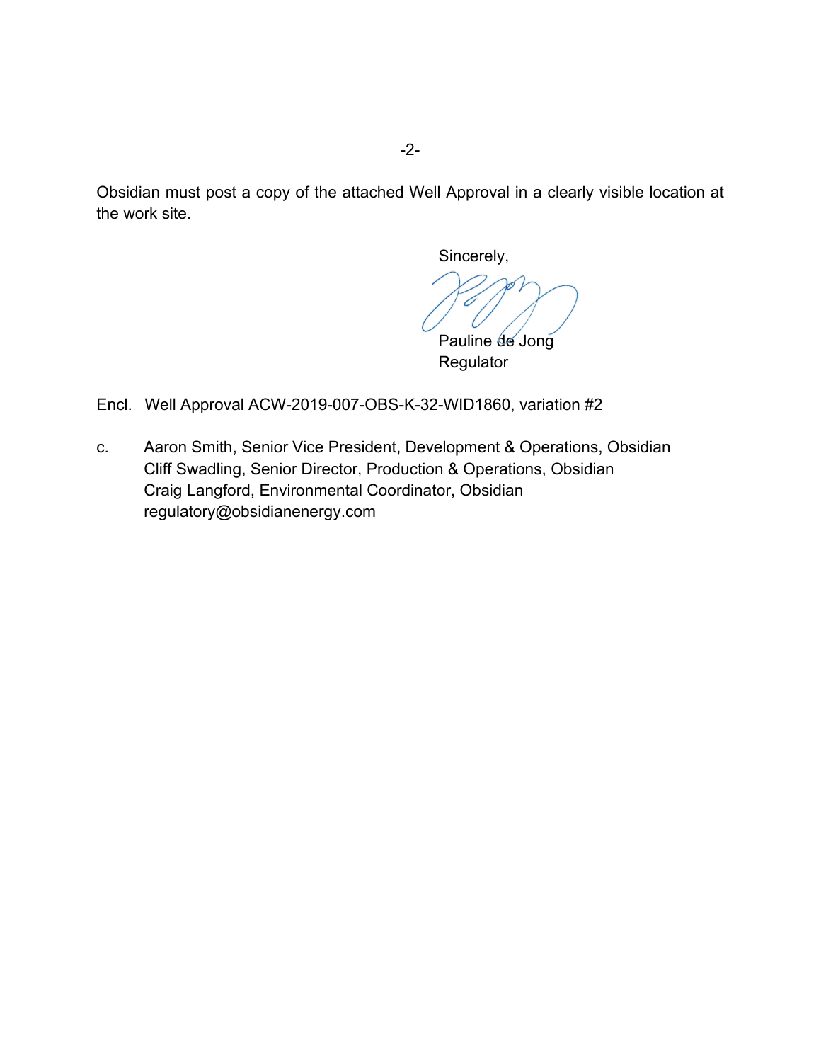Obsidian must post a copy of the attached Well Approval in a clearly visible location at the work site.

Sincerely,

Pauline de Jong
Regulator

Encl. Well Approval ACW-2019-007-OBS-K-32-WID1860, variation #2

c. Aaron Smith, Senior Vice President, Development & Operations, Obsidian
Cliff Swadling, Senior Director, Production & Operations, Obsidian
Craig Langford, Environmental Coordinator, Obsidian
regulatory@obsidianenergy.com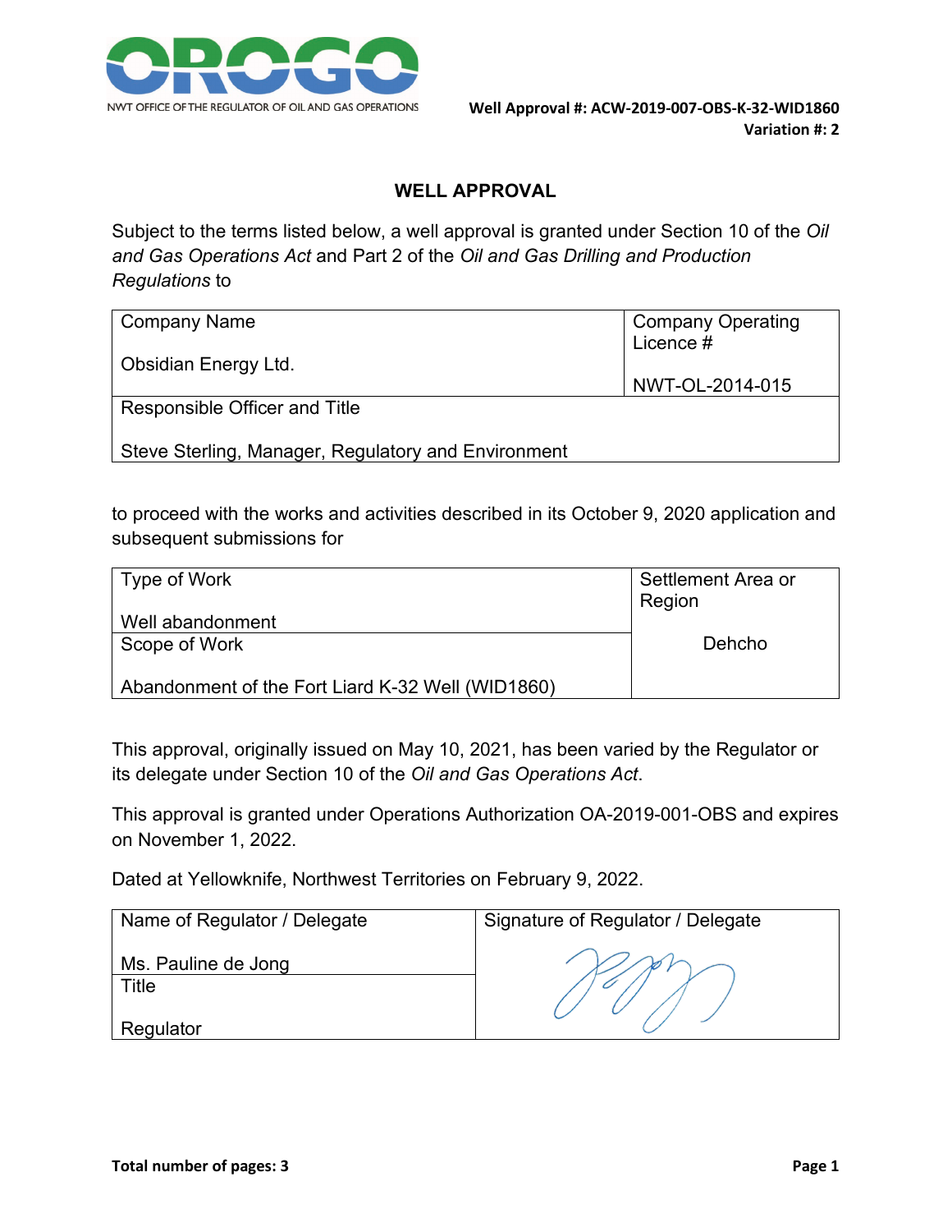NWT OFFICE OF THE REGULATOR OF OIL AND GAS OPERATIONS

**Well Approval #: ACW-2019-007-OBS-K-32-WID1860**
**Variation #: 2**

## WELL APPROVAL

Subject to the terms listed below, a well approval is granted under Section 10 of the *Oil and Gas Operations Act* and Part 2 of the *Oil and Gas Drilling and Production Regulations* to

| Company Name | Company Operating Licence # |
|---|---|
| Obsidian Energy Ltd. | NWT-OL-2014-015 |
| **Responsible Officer and Title** | |
| Steve Sterling, Manager, Regulatory and Environment | |

to proceed with the works and activities described in its October 9, 2020 application and subsequent submissions for

| Type of Work | Settlement Area or Region |
|---|---|
| Well abandonment | Dehcho |
| **Scope of Work** | |
| Abandonment of the Fort Liard K-32 Well (WID1860) | |

This approval, originally issued on May 10, 2021, has been varied by the Regulator or its delegate under Section 10 of the *Oil and Gas Operations Act*.

This approval is granted under Operations Authorization OA-2019-001-OBS and expires on November 1, 2022.

Dated at Yellowknife, Northwest Territories on February 9, 2022.

| Name of Regulator / Delegate | Signature of Regulator / Delegate |
|---|---|
| Ms. Pauline de Jong | [signature] |
| **Title** | |
| Regulator | |

**Total number of pages: 3**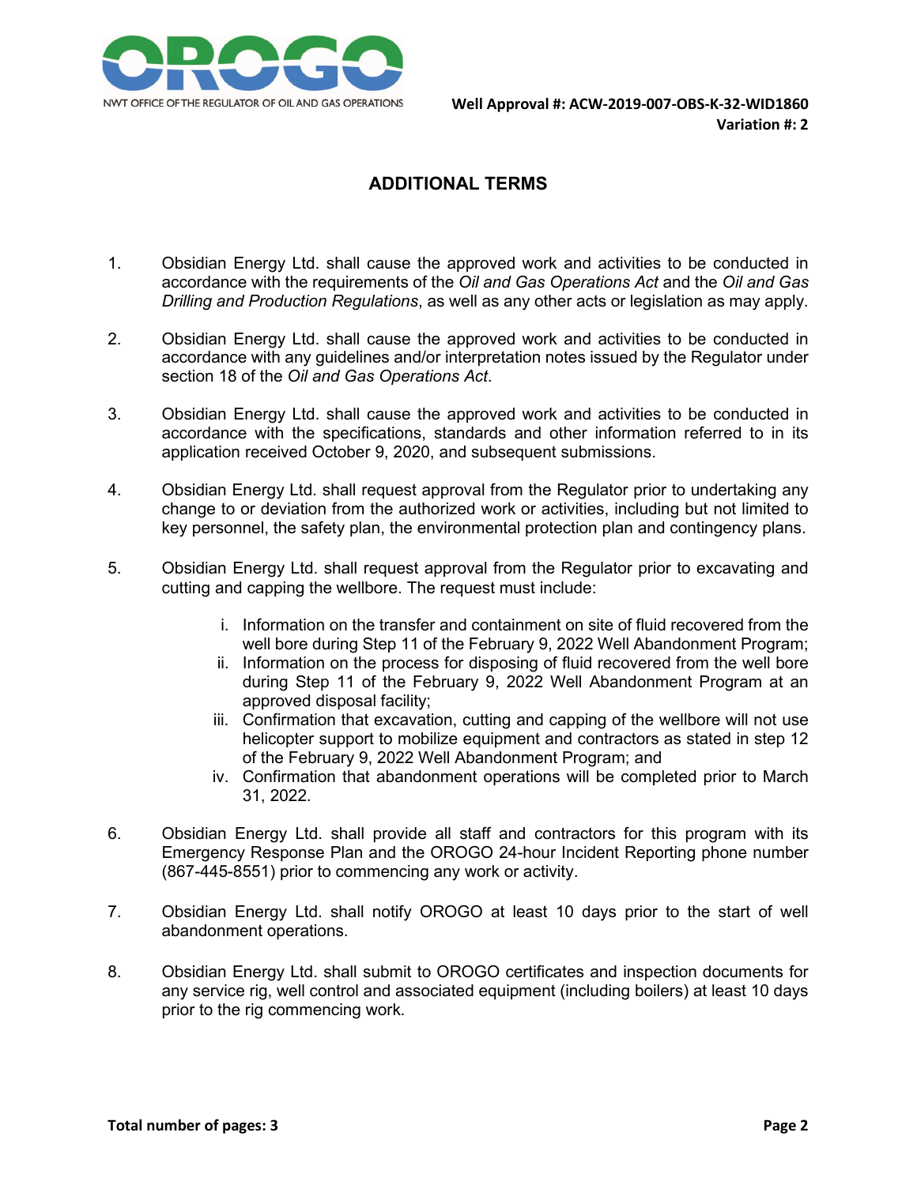Well Approval #: ACW-2019-007-OBS-K-32-WID1860
Variation #: 2

## ADDITIONAL TERMS

1. Obsidian Energy Ltd. shall cause the approved work and activities to be conducted in accordance with the requirements of the *Oil and Gas Operations Act* and the *Oil and Gas Drilling and Production Regulations*, as well as any other acts or legislation as may apply.

2. Obsidian Energy Ltd. shall cause the approved work and activities to be conducted in accordance with any guidelines and/or interpretation notes issued by the Regulator under section 18 of the *Oil and Gas Operations Act*.

3. Obsidian Energy Ltd. shall cause the approved work and activities to be conducted in accordance with the specifications, standards and other information referred to in its application received October 9, 2020, and subsequent submissions.

4. Obsidian Energy Ltd. shall request approval from the Regulator prior to undertaking any change to or deviation from the authorized work or activities, including but not limited to key personnel, the safety plan, the environmental protection plan and contingency plans.

5. Obsidian Energy Ltd. shall request approval from the Regulator prior to excavating and cutting and capping the wellbore. The request must include:

   i. Information on the transfer and containment on site of fluid recovered from the well bore during Step 11 of the February 9, 2022 Well Abandonment Program;
   ii. Information on the process for disposing of fluid recovered from the well bore during Step 11 of the February 9, 2022 Well Abandonment Program at an approved disposal facility;
   iii. Confirmation that excavation, cutting and capping of the wellbore will not use helicopter support to mobilize equipment and contractors as stated in step 12 of the February 9, 2022 Well Abandonment Program; and
   iv. Confirmation that abandonment operations will be completed prior to March 31, 2022.

6. Obsidian Energy Ltd. shall provide all staff and contractors for this program with its Emergency Response Plan and the OROGO 24-hour Incident Reporting phone number (867-445-8551) prior to commencing any work or activity.

7. Obsidian Energy Ltd. shall notify OROGO at least 10 days prior to the start of well abandonment operations.

8. Obsidian Energy Ltd. shall submit to OROGO certificates and inspection documents for any service rig, well control and associated equipment (including boilers) at least 10 days prior to the rig commencing work.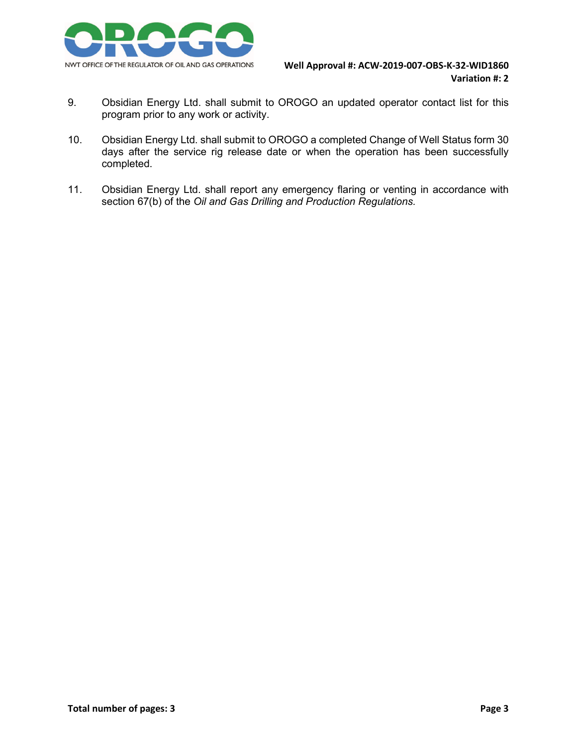9. Obsidian Energy Ltd. shall submit to OROGO an updated operator contact list for this program prior to any work or activity.

10. Obsidian Energy Ltd. shall submit to OROGO a completed Change of Well Status form 30 days after the service rig release date or when the operation has been successfully completed.

11. Obsidian Energy Ltd. shall report any emergency flaring or venting in accordance with section 67(b) of the *Oil and Gas Drilling and Production Regulations.*